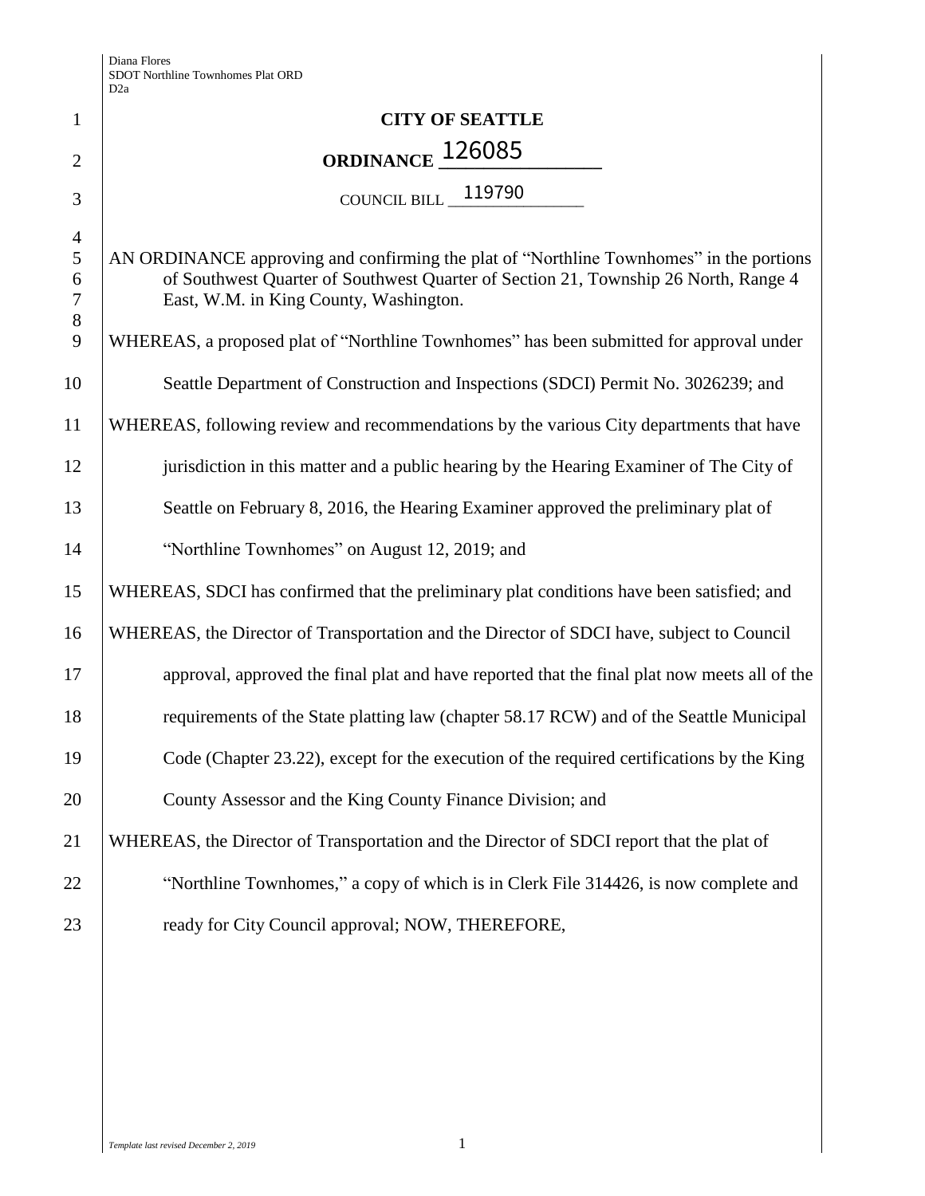# CITY OF SEATTLE

## ORDINANCE 126085

COUNCIL BILL 119790

AN ORDINANCE approving and confirming the plat of "Northline Townhomes" in the portions of Southwest Quarter of Southwest Quarter of Section 21, Township 26 North, Range 4 East, W.M. in King County, Washington.

WHEREAS, a proposed plat of "Northline Townhomes" has been submitted for approval under Seattle Department of Construction and Inspections (SDCI) Permit No. 3026239; and

WHEREAS, following review and recommendations by the various City departments that have jurisdiction in this matter and a public hearing by the Hearing Examiner of The City of Seattle on February 8, 2016, the Hearing Examiner approved the preliminary plat of "Northline Townhomes" on August 12, 2019; and

WHEREAS, SDCI has confirmed that the preliminary plat conditions have been satisfied; and

WHEREAS, the Director of Transportation and the Director of SDCI have, subject to Council approval, approved the final plat and have reported that the final plat now meets all of the requirements of the State platting law (chapter 58.17 RCW) and of the Seattle Municipal Code (Chapter 23.22), except for the execution of the required certifications by the King County Assessor and the King County Finance Division; and

WHEREAS, the Director of Transportation and the Director of SDCI report that the plat of "Northline Townhomes," a copy of which is in Clerk File 314426, is now complete and ready for City Council approval; NOW, THEREFORE,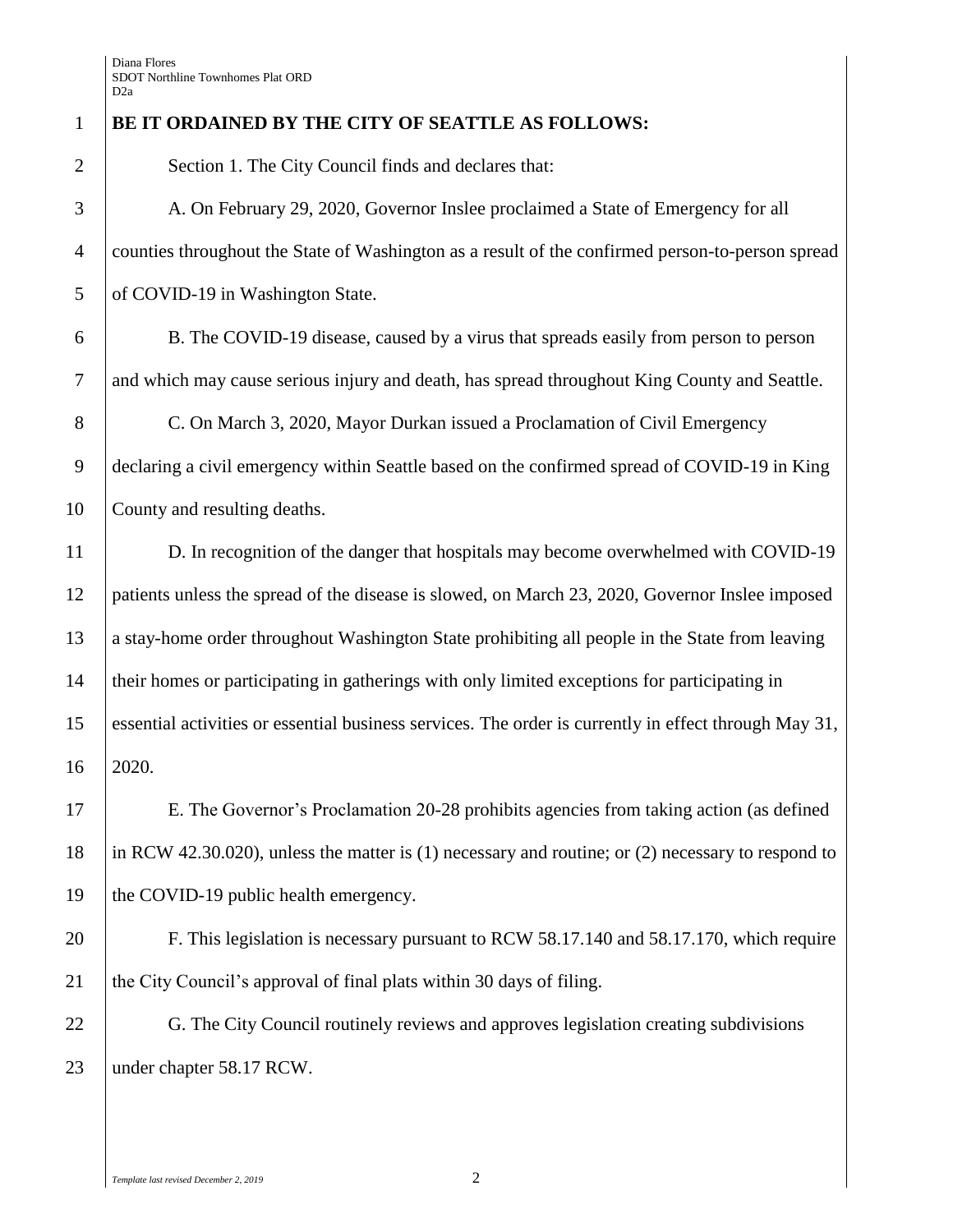**BE IT ORDAINED BY THE CITY OF SEATTLE AS FOLLOWS:**

Section 1. The City Council finds and declares that:

A. On February 29, 2020, Governor Inslee proclaimed a State of Emergency for all counties throughout the State of Washington as a result of the confirmed person-to-person spread of COVID-19 in Washington State.

B. The COVID-19 disease, caused by a virus that spreads easily from person to person and which may cause serious injury and death, has spread throughout King County and Seattle.

C. On March 3, 2020, Mayor Durkan issued a Proclamation of Civil Emergency declaring a civil emergency within Seattle based on the confirmed spread of COVID-19 in King County and resulting deaths.

D. In recognition of the danger that hospitals may become overwhelmed with COVID-19 patients unless the spread of the disease is slowed, on March 23, 2020, Governor Inslee imposed a stay-home order throughout Washington State prohibiting all people in the State from leaving their homes or participating in gatherings with only limited exceptions for participating in essential activities or essential business services. The order is currently in effect through May 31, 2020.

E. The Governor's Proclamation 20-28 prohibits agencies from taking action (as defined in RCW 42.30.020), unless the matter is (1) necessary and routine; or (2) necessary to respond to the COVID-19 public health emergency.

F. This legislation is necessary pursuant to RCW 58.17.140 and 58.17.170, which require the City Council's approval of final plats within 30 days of filing.

G. The City Council routinely reviews and approves legislation creating subdivisions under chapter 58.17 RCW.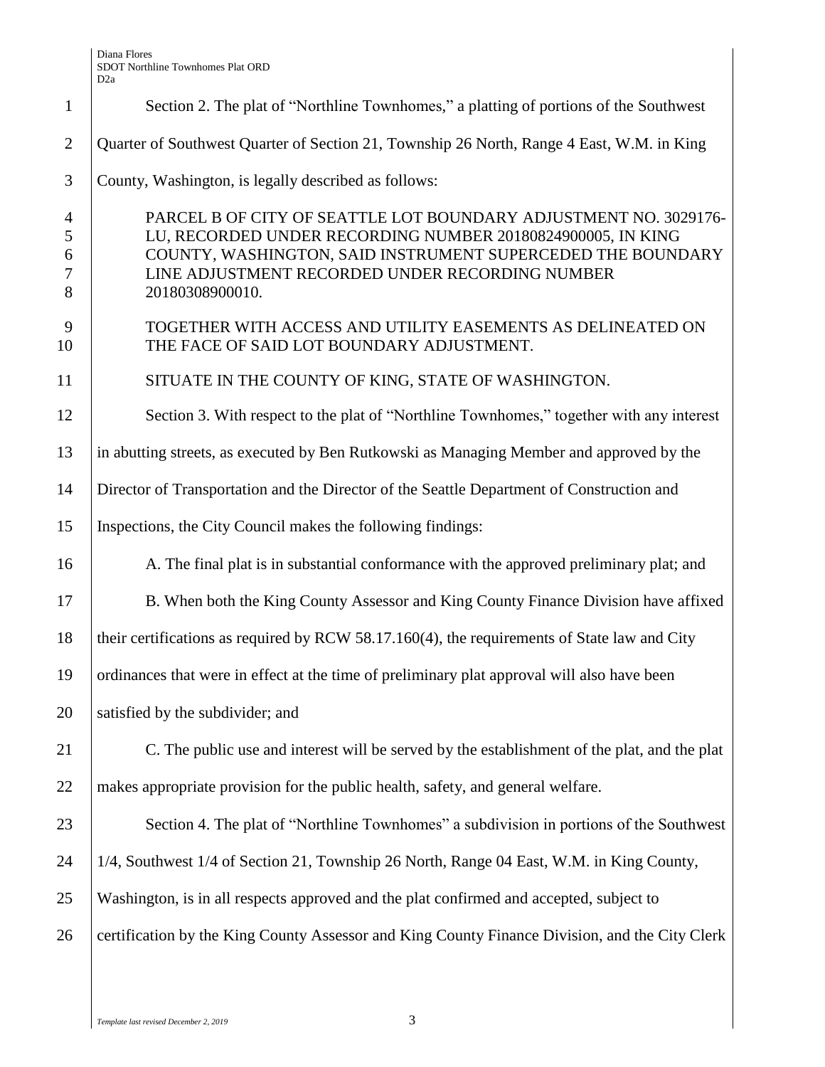Section 2. The plat of "Northline Townhomes," a platting of portions of the Southwest Quarter of Southwest Quarter of Section 21, Township 26 North, Range 4 East, W.M. in King County, Washington, is legally described as follows:

PARCEL B OF CITY OF SEATTLE LOT BOUNDARY ADJUSTMENT NO. 3029176-LU, RECORDED UNDER RECORDING NUMBER 20180824900005, IN KING COUNTY, WASHINGTON, SAID INSTRUMENT SUPERCEDED THE BOUNDARY LINE ADJUSTMENT RECORDED UNDER RECORDING NUMBER 20180308900010.

TOGETHER WITH ACCESS AND UTILITY EASEMENTS AS DELINEATED ON THE FACE OF SAID LOT BOUNDARY ADJUSTMENT.

SITUATE IN THE COUNTY OF KING, STATE OF WASHINGTON.

Section 3. With respect to the plat of "Northline Townhomes," together with any interest in abutting streets, as executed by Ben Rutkowski as Managing Member and approved by the Director of Transportation and the Director of the Seattle Department of Construction and Inspections, the City Council makes the following findings:

A. The final plat is in substantial conformance with the approved preliminary plat; and

B. When both the King County Assessor and King County Finance Division have affixed their certifications as required by RCW 58.17.160(4), the requirements of State law and City ordinances that were in effect at the time of preliminary plat approval will also have been satisfied by the subdivider; and

C. The public use and interest will be served by the establishment of the plat, and the plat makes appropriate provision for the public health, safety, and general welfare.

Section 4. The plat of "Northline Townhomes" a subdivision in portions of the Southwest 1/4, Southwest 1/4 of Section 21, Township 26 North, Range 04 East, W.M. in King County, Washington, is in all respects approved and the plat confirmed and accepted, subject to certification by the King County Assessor and King County Finance Division, and the City Clerk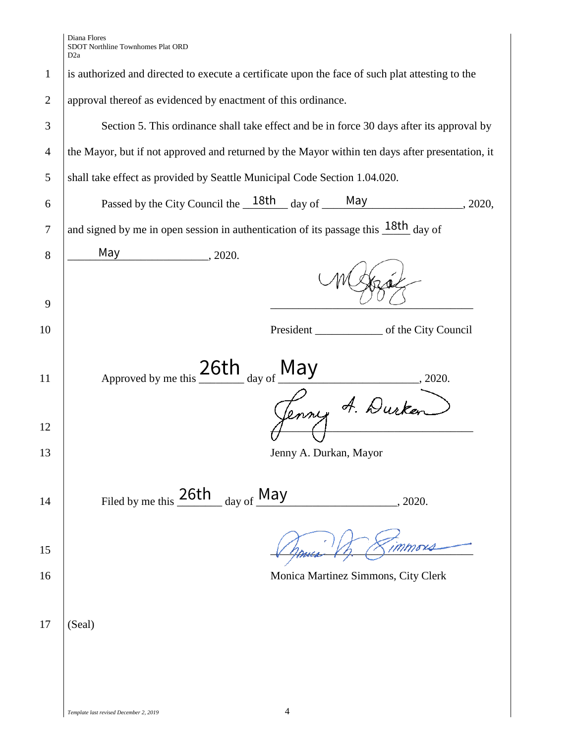is authorized and directed to execute a certificate upon the face of such plat attesting to the approval thereof as evidenced by enactment of this ordinance.

Section 5. This ordinance shall take effect and be in force 30 days after its approval by the Mayor, but if not approved and returned by the Mayor within ten days after presentation, it shall take effect as provided by Seattle Municipal Code Section 1.04.020.

Passed by the City Council the 18th day of May, 2020, and signed by me in open session in authentication of its passage this 18th day of May, 2020.

____________________________________

President ____________ of the City Council

Approved by me this 26th day of May, 2020.

____________________________________

Jenny A. Durkan, Mayor

Filed by me this 26th day of May, 2020.

____________________________________

Monica Martinez Simmons, City Clerk

(Seal)